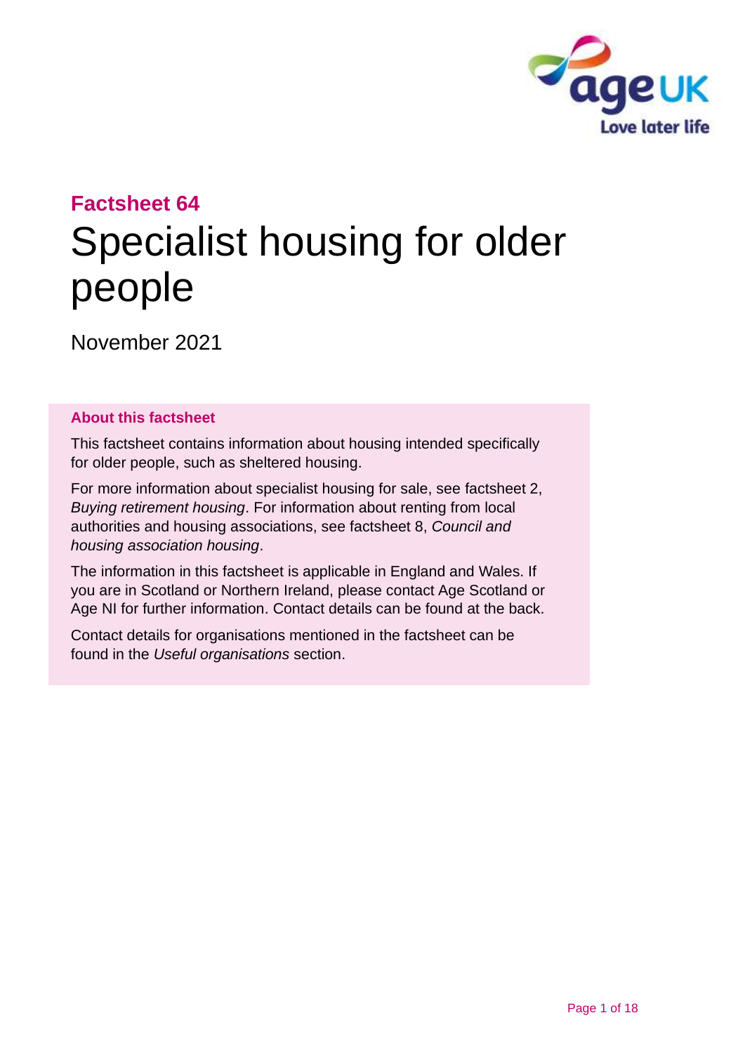**Factsheet 64**

# Specialist housing for older people

November 2021

## About this factsheet

This factsheet contains information about housing intended specifically for older people, such as sheltered housing.

For more information about specialist housing for sale, see factsheet 2, *Buying retirement housing*. For information about renting from local authorities and housing associations, see factsheet 8, *Council and housing association housing*.

The information in this factsheet is applicable in England and Wales. If you are in Scotland or Northern Ireland, please contact Age Scotland or Age NI for further information. Contact details can be found at the back.

Contact details for organisations mentioned in the factsheet can be found in the *Useful organisations* section.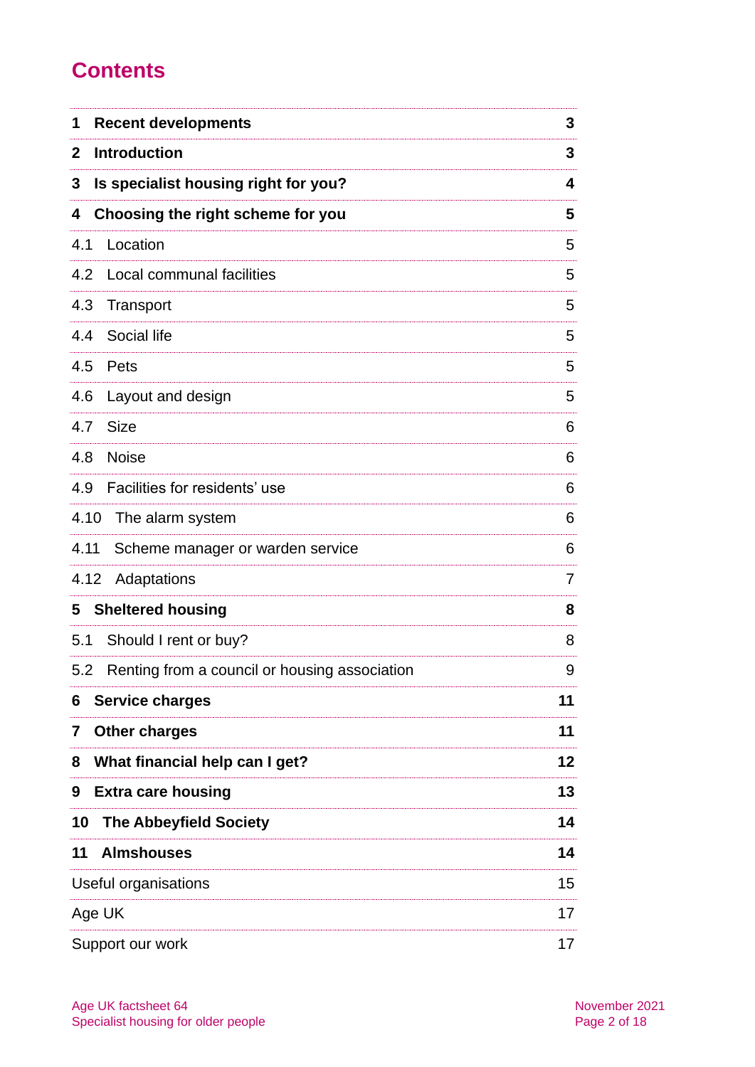# Contents

| | |
|---|---|
| **1 Recent developments** | **3** |
| **2 Introduction** | **3** |
| **3 Is specialist housing right for you?** | **4** |
| **4 Choosing the right scheme for you** | **5** |
| 4.1 Location | 5 |
| 4.2 Local communal facilities | 5 |
| 4.3 Transport | 5 |
| 4.4 Social life | 5 |
| 4.5 Pets | 5 |
| 4.6 Layout and design | 5 |
| 4.7 Size | 6 |
| 4.8 Noise | 6 |
| 4.9 Facilities for residents' use | 6 |
| 4.10 The alarm system | 6 |
| 4.11 Scheme manager or warden service | 6 |
| 4.12 Adaptations | 7 |
| **5 Sheltered housing** | **8** |
| 5.1 Should I rent or buy? | 8 |
| 5.2 Renting from a council or housing association | 9 |
| **6 Service charges** | **11** |
| **7 Other charges** | **11** |
| **8 What financial help can I get?** | **12** |
| **9 Extra care housing** | **13** |
| **10 The Abbeyfield Society** | **14** |
| **11 Almshouses** | **14** |
| Useful organisations | 15 |
| Age UK | 17 |
| Support our work | 17 |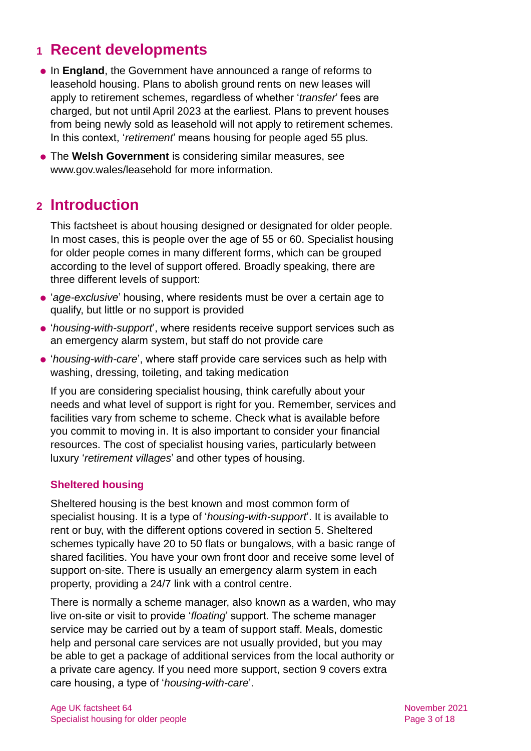## 1 Recent developments

- In **England**, the Government have announced a range of reforms to leasehold housing. Plans to abolish ground rents on new leases will apply to retirement schemes, regardless of whether '*transfer*' fees are charged, but not until April 2023 at the earliest. Plans to prevent houses from being newly sold as leasehold will not apply to retirement schemes. In this context, '*retirement*' means housing for people aged 55 plus.
- The **Welsh Government** is considering similar measures, see www.gov.wales/leasehold for more information.

## 2 Introduction

This factsheet is about housing designed or designated for older people. In most cases, this is people over the age of 55 or 60. Specialist housing for older people comes in many different forms, which can be grouped according to the level of support offered. Broadly speaking, there are three different levels of support:

- '*age-exclusive*' housing, where residents must be over a certain age to qualify, but little or no support is provided
- '*housing-with-support*', where residents receive support services such as an emergency alarm system, but staff do not provide care
- '*housing-with-care*', where staff provide care services such as help with washing, dressing, toileting, and taking medication

If you are considering specialist housing, think carefully about your needs and what level of support is right for you. Remember, services and facilities vary from scheme to scheme. Check what is available before you commit to moving in. It is also important to consider your financial resources. The cost of specialist housing varies, particularly between luxury '*retirement villages*' and other types of housing.

### Sheltered housing

Sheltered housing is the best known and most common form of specialist housing. It is a type of '*housing-with-support*'. It is available to rent or buy, with the different options covered in section 5. Sheltered schemes typically have 20 to 50 flats or bungalows, with a basic range of shared facilities. You have your own front door and receive some level of support on-site. There is usually an emergency alarm system in each property, providing a 24/7 link with a control centre.

There is normally a scheme manager, also known as a warden, who may live on-site or visit to provide '*floating*' support. The scheme manager service may be carried out by a team of support staff. Meals, domestic help and personal care services are not usually provided, but you may be able to get a package of additional services from the local authority or a private care agency. If you need more support, section 9 covers extra care housing, a type of '*housing-with-care*'.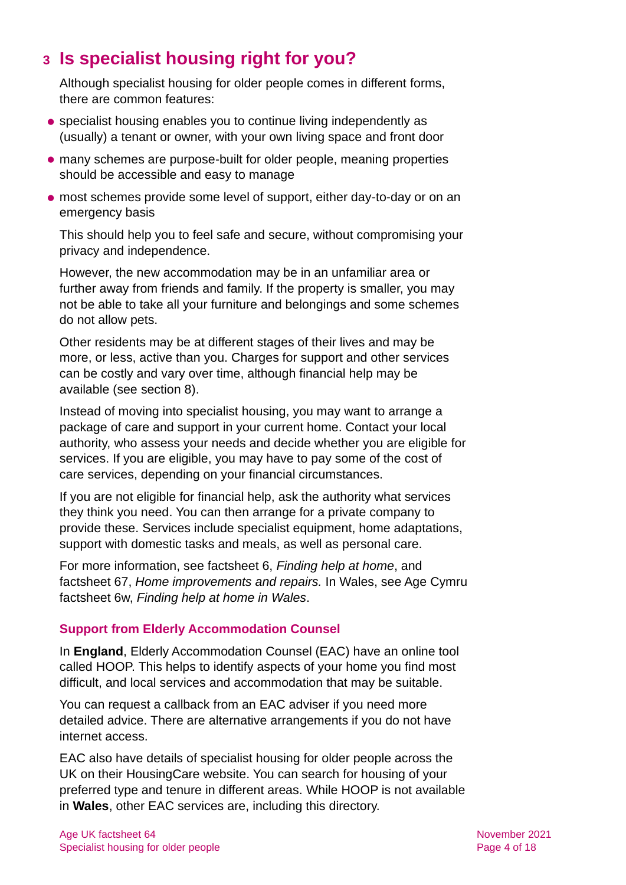# 3 Is specialist housing right for you?

Although specialist housing for older people comes in different forms, there are common features:

- specialist housing enables you to continue living independently as (usually) a tenant or owner, with your own living space and front door
- many schemes are purpose-built for older people, meaning properties should be accessible and easy to manage
- most schemes provide some level of support, either day-to-day or on an emergency basis

This should help you to feel safe and secure, without compromising your privacy and independence.

However, the new accommodation may be in an unfamiliar area or further away from friends and family. If the property is smaller, you may not be able to take all your furniture and belongings and some schemes do not allow pets.

Other residents may be at different stages of their lives and may be more, or less, active than you. Charges for support and other services can be costly and vary over time, although financial help may be available (see section 8).

Instead of moving into specialist housing, you may want to arrange a package of care and support in your current home. Contact your local authority, who assess your needs and decide whether you are eligible for services. If you are eligible, you may have to pay some of the cost of care services, depending on your financial circumstances.

If you are not eligible for financial help, ask the authority what services they think you need. You can then arrange for a private company to provide these. Services include specialist equipment, home adaptations, support with domestic tasks and meals, as well as personal care.

For more information, see factsheet 6, *Finding help at home*, and factsheet 67, *Home improvements and repairs.* In Wales, see Age Cymru factsheet 6w, *Finding help at home in Wales*.

### Support from Elderly Accommodation Counsel

In **England**, Elderly Accommodation Counsel (EAC) have an online tool called HOOP. This helps to identify aspects of your home you find most difficult, and local services and accommodation that may be suitable.

You can request a callback from an EAC adviser if you need more detailed advice. There are alternative arrangements if you do not have internet access.

EAC also have details of specialist housing for older people across the UK on their HousingCare website. You can search for housing of your preferred type and tenure in different areas. While HOOP is not available in **Wales**, other EAC services are, including this directory.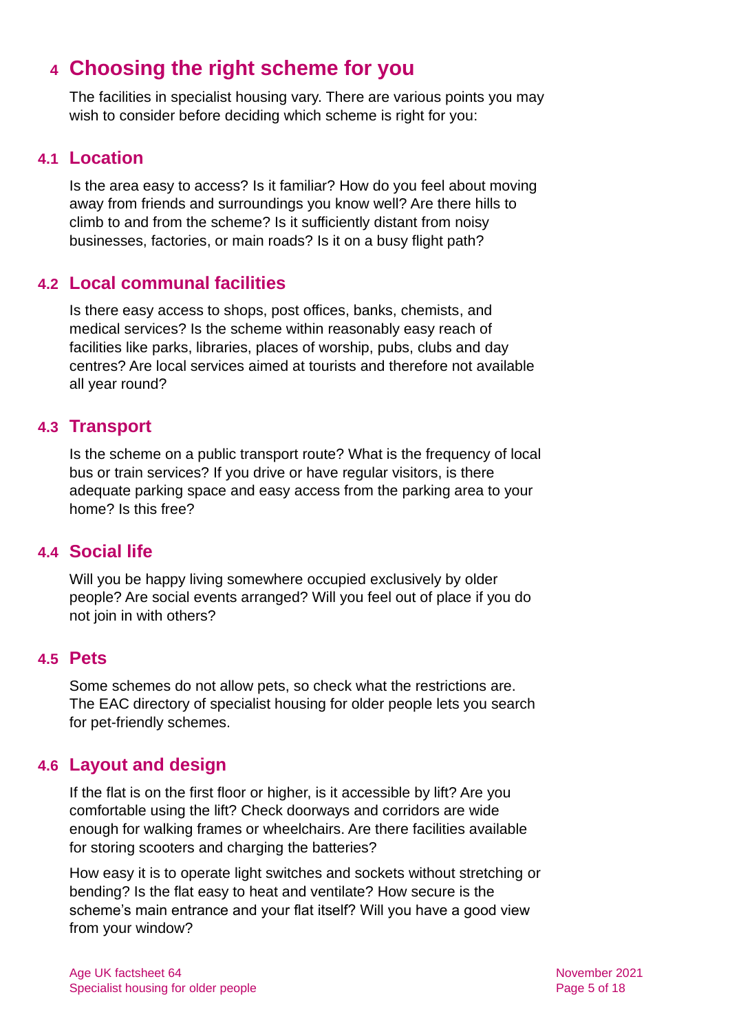# 4 Choosing the right scheme for you

The facilities in specialist housing vary. There are various points you may wish to consider before deciding which scheme is right for you:

## 4.1 Location

Is the area easy to access? Is it familiar? How do you feel about moving away from friends and surroundings you know well? Are there hills to climb to and from the scheme? Is it sufficiently distant from noisy businesses, factories, or main roads? Is it on a busy flight path?

## 4.2 Local communal facilities

Is there easy access to shops, post offices, banks, chemists, and medical services? Is the scheme within reasonably easy reach of facilities like parks, libraries, places of worship, pubs, clubs and day centres? Are local services aimed at tourists and therefore not available all year round?

## 4.3 Transport

Is the scheme on a public transport route? What is the frequency of local bus or train services? If you drive or have regular visitors, is there adequate parking space and easy access from the parking area to your home? Is this free?

## 4.4 Social life

Will you be happy living somewhere occupied exclusively by older people? Are social events arranged? Will you feel out of place if you do not join in with others?

## 4.5 Pets

Some schemes do not allow pets, so check what the restrictions are. The EAC directory of specialist housing for older people lets you search for pet-friendly schemes.

## 4.6 Layout and design

If the flat is on the first floor or higher, is it accessible by lift? Are you comfortable using the lift? Check doorways and corridors are wide enough for walking frames or wheelchairs. Are there facilities available for storing scooters and charging the batteries?

How easy it is to operate light switches and sockets without stretching or bending? Is the flat easy to heat and ventilate? How secure is the scheme's main entrance and your flat itself? Will you have a good view from your window?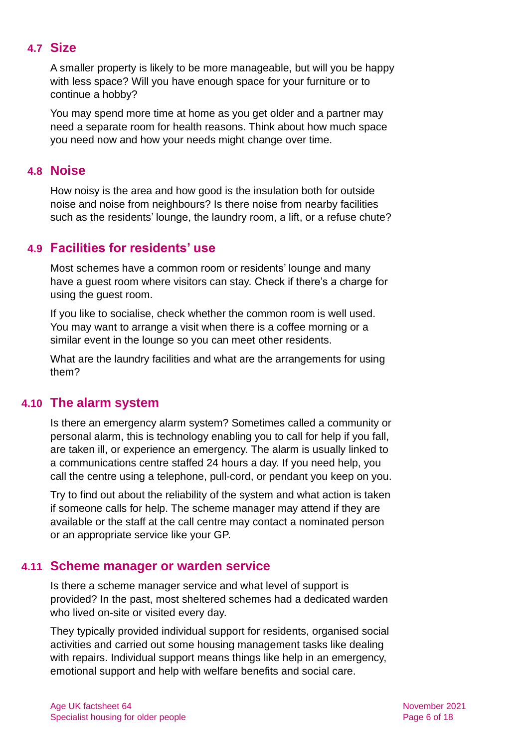## 4.7 Size

A smaller property is likely to be more manageable, but will you be happy with less space? Will you have enough space for your furniture or to continue a hobby?

You may spend more time at home as you get older and a partner may need a separate room for health reasons. Think about how much space you need now and how your needs might change over time.

## 4.8 Noise

How noisy is the area and how good is the insulation both for outside noise and noise from neighbours? Is there noise from nearby facilities such as the residents' lounge, the laundry room, a lift, or a refuse chute?

## 4.9 Facilities for residents' use

Most schemes have a common room or residents' lounge and many have a guest room where visitors can stay. Check if there's a charge for using the guest room.

If you like to socialise, check whether the common room is well used. You may want to arrange a visit when there is a coffee morning or a similar event in the lounge so you can meet other residents.

What are the laundry facilities and what are the arrangements for using them?

## 4.10 The alarm system

Is there an emergency alarm system? Sometimes called a community or personal alarm, this is technology enabling you to call for help if you fall, are taken ill, or experience an emergency. The alarm is usually linked to a communications centre staffed 24 hours a day. If you need help, you call the centre using a telephone, pull-cord, or pendant you keep on you.

Try to find out about the reliability of the system and what action is taken if someone calls for help. The scheme manager may attend if they are available or the staff at the call centre may contact a nominated person or an appropriate service like your GP.

## 4.11 Scheme manager or warden service

Is there a scheme manager service and what level of support is provided? In the past, most sheltered schemes had a dedicated warden who lived on-site or visited every day.

They typically provided individual support for residents, organised social activities and carried out some housing management tasks like dealing with repairs. Individual support means things like help in an emergency, emotional support and help with welfare benefits and social care.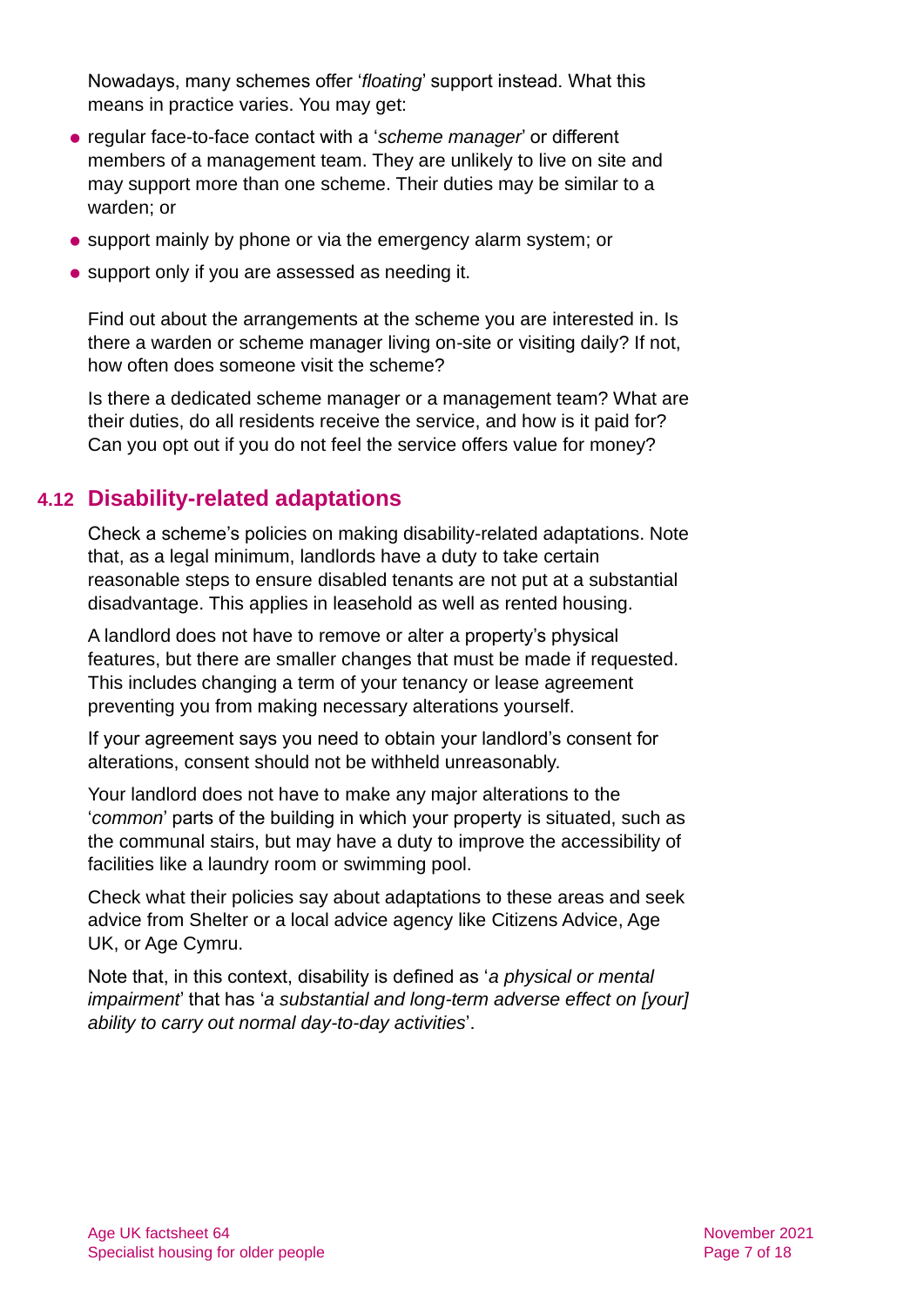Nowadays, many schemes offer '*floating*' support instead. What this means in practice varies. You may get:

- regular face-to-face contact with a '*scheme manager*' or different members of a management team. They are unlikely to live on site and may support more than one scheme. Their duties may be similar to a warden; or
- support mainly by phone or via the emergency alarm system; or
- support only if you are assessed as needing it.

Find out about the arrangements at the scheme you are interested in. Is there a warden or scheme manager living on-site or visiting daily? If not, how often does someone visit the scheme?

Is there a dedicated scheme manager or a management team? What are their duties, do all residents receive the service, and how is it paid for? Can you opt out if you do not feel the service offers value for money?

## 4.12 Disability-related adaptations

Check a scheme's policies on making disability-related adaptations. Note that, as a legal minimum, landlords have a duty to take certain reasonable steps to ensure disabled tenants are not put at a substantial disadvantage. This applies in leasehold as well as rented housing.

A landlord does not have to remove or alter a property's physical features, but there are smaller changes that must be made if requested. This includes changing a term of your tenancy or lease agreement preventing you from making necessary alterations yourself.

If your agreement says you need to obtain your landlord's consent for alterations, consent should not be withheld unreasonably.

Your landlord does not have to make any major alterations to the '*common*' parts of the building in which your property is situated, such as the communal stairs, but may have a duty to improve the accessibility of facilities like a laundry room or swimming pool.

Check what their policies say about adaptations to these areas and seek advice from Shelter or a local advice agency like Citizens Advice, Age UK, or Age Cymru.

Note that, in this context, disability is defined as '*a physical or mental impairment*' that has '*a substantial and long-term adverse effect on [your] ability to carry out normal day-to-day activities*'.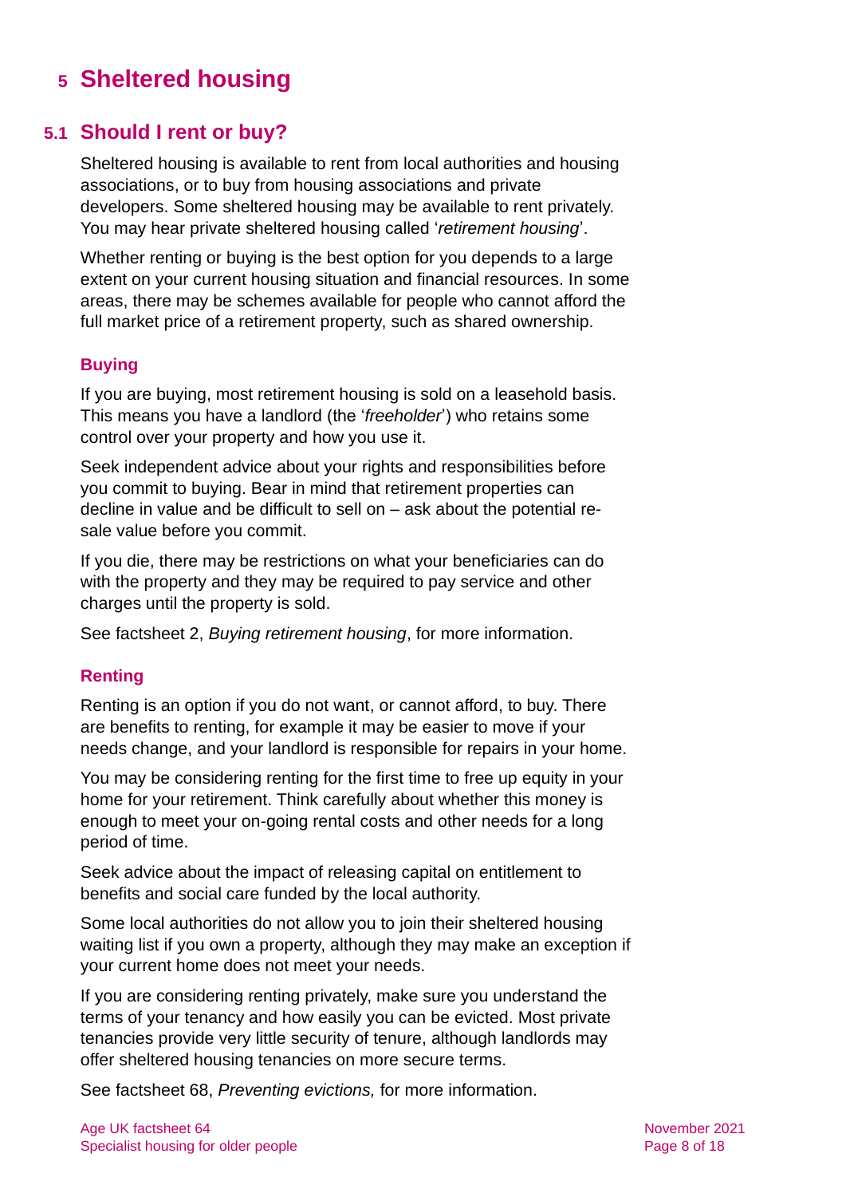# 5 Sheltered housing

## 5.1 Should I rent or buy?

Sheltered housing is available to rent from local authorities and housing associations, or to buy from housing associations and private developers. Some sheltered housing may be available to rent privately. You may hear private sheltered housing called '*retirement housing*'.

Whether renting or buying is the best option for you depends to a large extent on your current housing situation and financial resources. In some areas, there may be schemes available for people who cannot afford the full market price of a retirement property, such as shared ownership.

### Buying

If you are buying, most retirement housing is sold on a leasehold basis. This means you have a landlord (the '*freeholder*') who retains some control over your property and how you use it.

Seek independent advice about your rights and responsibilities before you commit to buying. Bear in mind that retirement properties can decline in value and be difficult to sell on – ask about the potential re-sale value before you commit.

If you die, there may be restrictions on what your beneficiaries can do with the property and they may be required to pay service and other charges until the property is sold.

See factsheet 2, *Buying retirement housing*, for more information.

### Renting

Renting is an option if you do not want, or cannot afford, to buy. There are benefits to renting, for example it may be easier to move if your needs change, and your landlord is responsible for repairs in your home.

You may be considering renting for the first time to free up equity in your home for your retirement. Think carefully about whether this money is enough to meet your on-going rental costs and other needs for a long period of time.

Seek advice about the impact of releasing capital on entitlement to benefits and social care funded by the local authority.

Some local authorities do not allow you to join their sheltered housing waiting list if you own a property, although they may make an exception if your current home does not meet your needs.

If you are considering renting privately, make sure you understand the terms of your tenancy and how easily you can be evicted. Most private tenancies provide very little security of tenure, although landlords may offer sheltered housing tenancies on more secure terms.

See factsheet 68, *Preventing evictions,* for more information.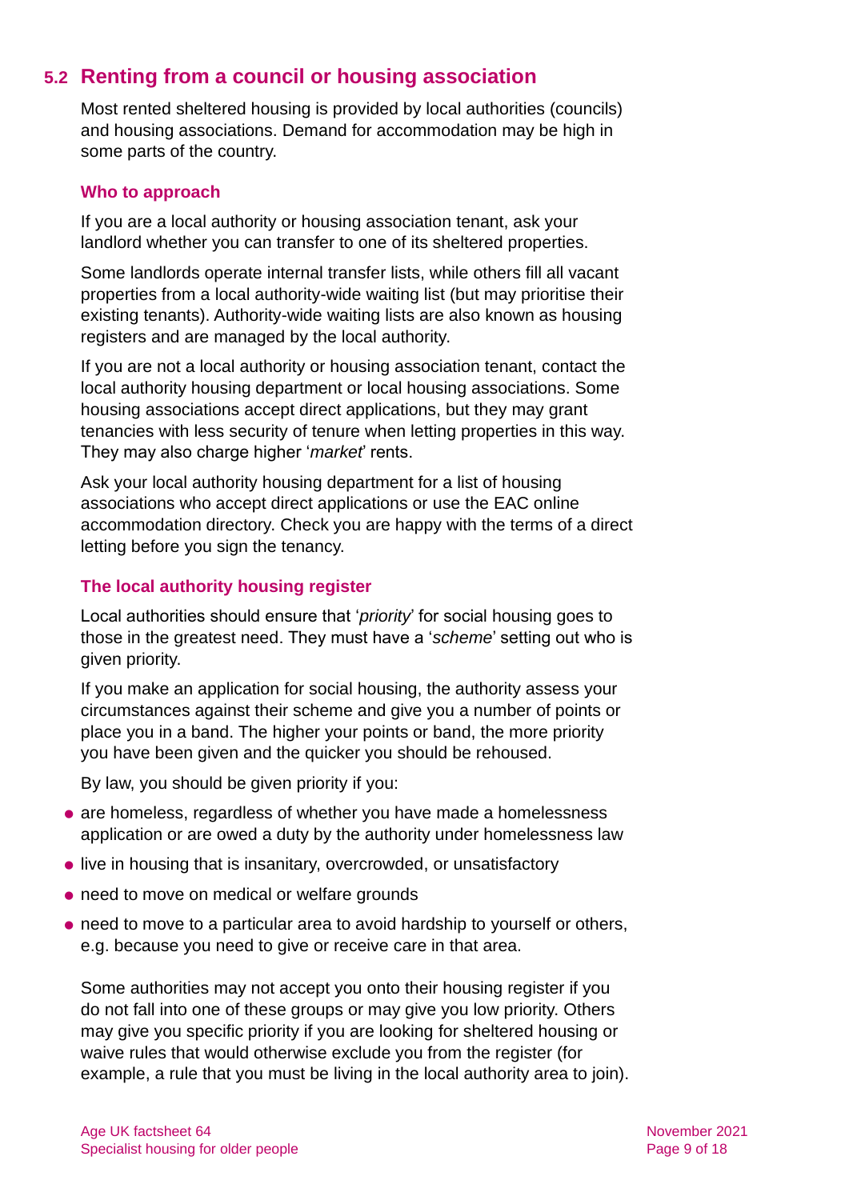## 5.2 Renting from a council or housing association

Most rented sheltered housing is provided by local authorities (councils) and housing associations. Demand for accommodation may be high in some parts of the country.

### Who to approach

If you are a local authority or housing association tenant, ask your landlord whether you can transfer to one of its sheltered properties.

Some landlords operate internal transfer lists, while others fill all vacant properties from a local authority-wide waiting list (but may prioritise their existing tenants). Authority-wide waiting lists are also known as housing registers and are managed by the local authority.

If you are not a local authority or housing association tenant, contact the local authority housing department or local housing associations. Some housing associations accept direct applications, but they may grant tenancies with less security of tenure when letting properties in this way. They may also charge higher '*market*' rents.

Ask your local authority housing department for a list of housing associations who accept direct applications or use the EAC online accommodation directory. Check you are happy with the terms of a direct letting before you sign the tenancy.

### The local authority housing register

Local authorities should ensure that '*priority*' for social housing goes to those in the greatest need. They must have a '*scheme*' setting out who is given priority.

If you make an application for social housing, the authority assess your circumstances against their scheme and give you a number of points or place you in a band. The higher your points or band, the more priority you have been given and the quicker you should be rehoused.

By law, you should be given priority if you:

- are homeless, regardless of whether you have made a homelessness application or are owed a duty by the authority under homelessness law
- live in housing that is insanitary, overcrowded, or unsatisfactory
- need to move on medical or welfare grounds
- need to move to a particular area to avoid hardship to yourself or others, e.g. because you need to give or receive care in that area.

Some authorities may not accept you onto their housing register if you do not fall into one of these groups or may give you low priority. Others may give you specific priority if you are looking for sheltered housing or waive rules that would otherwise exclude you from the register (for example, a rule that you must be living in the local authority area to join).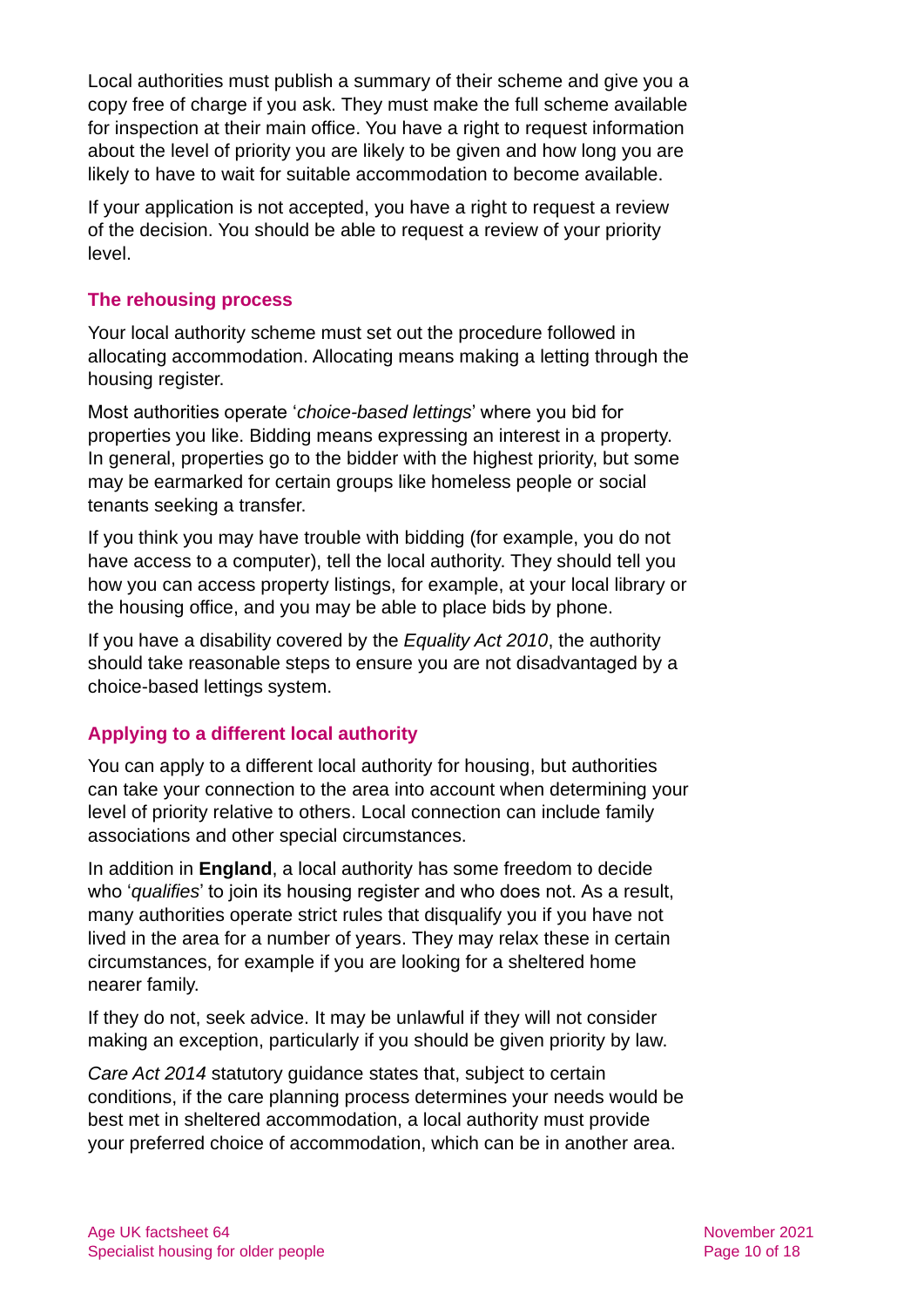Local authorities must publish a summary of their scheme and give you a copy free of charge if you ask. They must make the full scheme available for inspection at their main office. You have a right to request information about the level of priority you are likely to be given and how long you are likely to have to wait for suitable accommodation to become available.

If your application is not accepted, you have a right to request a review of the decision. You should be able to request a review of your priority level.

### The rehousing process

Your local authority scheme must set out the procedure followed in allocating accommodation. Allocating means making a letting through the housing register.

Most authorities operate '*choice-based lettings*' where you bid for properties you like. Bidding means expressing an interest in a property. In general, properties go to the bidder with the highest priority, but some may be earmarked for certain groups like homeless people or social tenants seeking a transfer.

If you think you may have trouble with bidding (for example, you do not have access to a computer), tell the local authority. They should tell you how you can access property listings, for example, at your local library or the housing office, and you may be able to place bids by phone.

If you have a disability covered by the *Equality Act 2010*, the authority should take reasonable steps to ensure you are not disadvantaged by a choice-based lettings system.

### Applying to a different local authority

You can apply to a different local authority for housing, but authorities can take your connection to the area into account when determining your level of priority relative to others. Local connection can include family associations and other special circumstances.

In addition in **England**, a local authority has some freedom to decide who '*qualifies*' to join its housing register and who does not. As a result, many authorities operate strict rules that disqualify you if you have not lived in the area for a number of years. They may relax these in certain circumstances, for example if you are looking for a sheltered home nearer family.

If they do not, seek advice. It may be unlawful if they will not consider making an exception, particularly if you should be given priority by law.

*Care Act 2014* statutory guidance states that, subject to certain conditions, if the care planning process determines your needs would be best met in sheltered accommodation, a local authority must provide your preferred choice of accommodation, which can be in another area.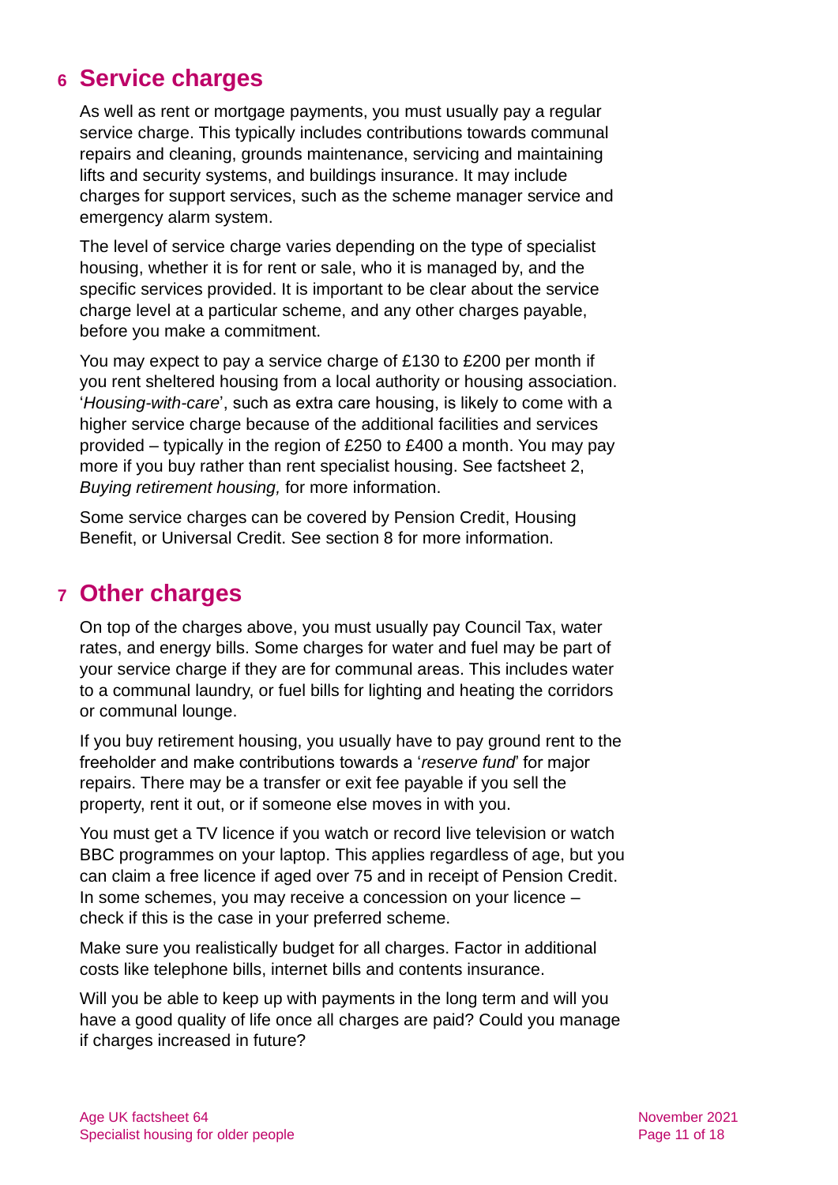## 6 Service charges

As well as rent or mortgage payments, you must usually pay a regular service charge. This typically includes contributions towards communal repairs and cleaning, grounds maintenance, servicing and maintaining lifts and security systems, and buildings insurance. It may include charges for support services, such as the scheme manager service and emergency alarm system.

The level of service charge varies depending on the type of specialist housing, whether it is for rent or sale, who it is managed by, and the specific services provided. It is important to be clear about the service charge level at a particular scheme, and any other charges payable, before you make a commitment.

You may expect to pay a service charge of £130 to £200 per month if you rent sheltered housing from a local authority or housing association. '*Housing-with-care*', such as extra care housing, is likely to come with a higher service charge because of the additional facilities and services provided – typically in the region of £250 to £400 a month. You may pay more if you buy rather than rent specialist housing. See factsheet 2, *Buying retirement housing,* for more information.

Some service charges can be covered by Pension Credit, Housing Benefit, or Universal Credit. See section 8 for more information.

## 7 Other charges

On top of the charges above, you must usually pay Council Tax, water rates, and energy bills. Some charges for water and fuel may be part of your service charge if they are for communal areas. This includes water to a communal laundry, or fuel bills for lighting and heating the corridors or communal lounge.

If you buy retirement housing, you usually have to pay ground rent to the freeholder and make contributions towards a '*reserve fund*' for major repairs. There may be a transfer or exit fee payable if you sell the property, rent it out, or if someone else moves in with you.

You must get a TV licence if you watch or record live television or watch BBC programmes on your laptop. This applies regardless of age, but you can claim a free licence if aged over 75 and in receipt of Pension Credit. In some schemes, you may receive a concession on your licence – check if this is the case in your preferred scheme.

Make sure you realistically budget for all charges. Factor in additional costs like telephone bills, internet bills and contents insurance.

Will you be able to keep up with payments in the long term and will you have a good quality of life once all charges are paid? Could you manage if charges increased in future?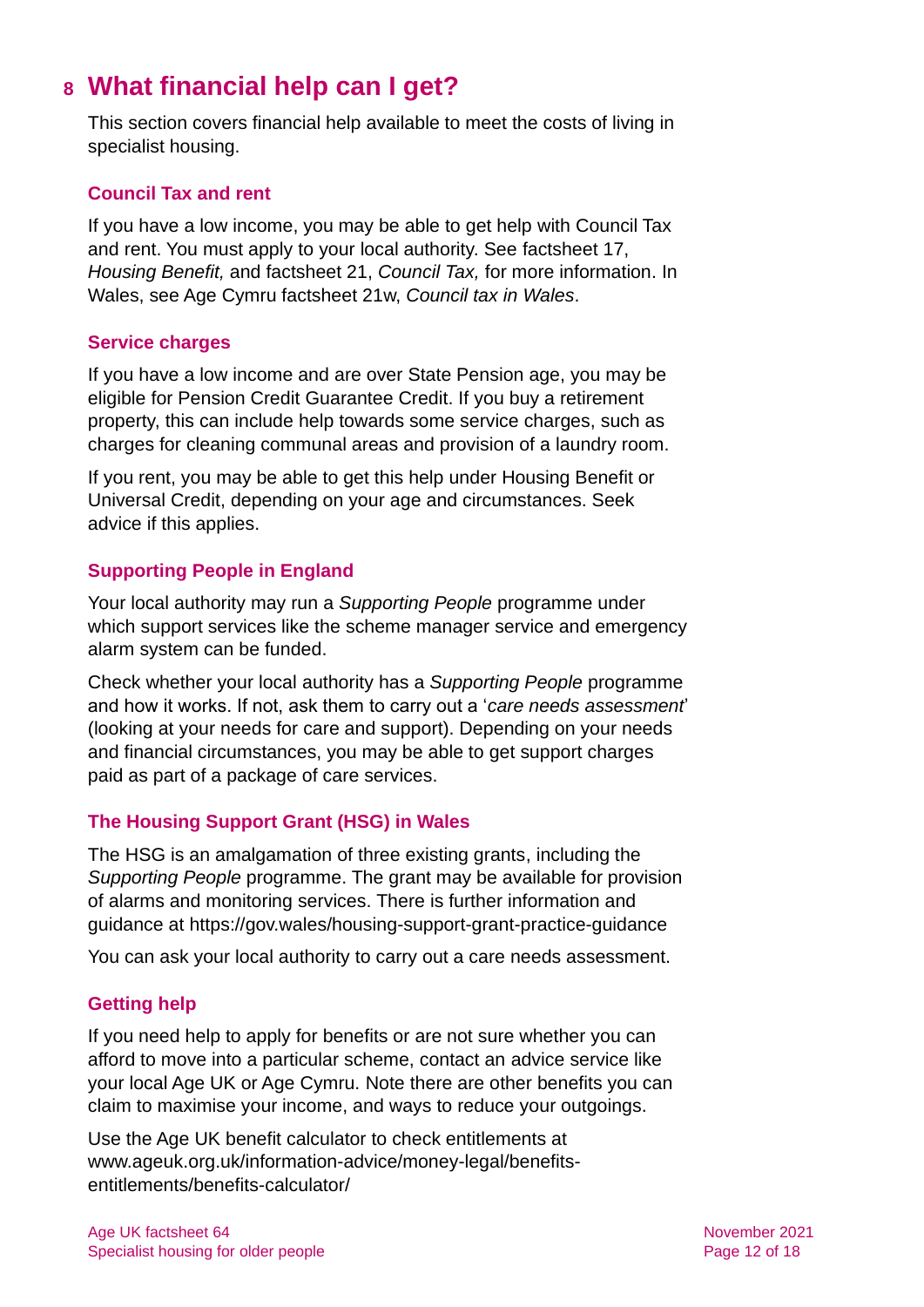# 8 What financial help can I get?

This section covers financial help available to meet the costs of living in specialist housing.

### Council Tax and rent

If you have a low income, you may be able to get help with Council Tax and rent. You must apply to your local authority. See factsheet 17, *Housing Benefit,* and factsheet 21, *Council Tax,* for more information. In Wales, see Age Cymru factsheet 21w, *Council tax in Wales*.

### Service charges

If you have a low income and are over State Pension age, you may be eligible for Pension Credit Guarantee Credit. If you buy a retirement property, this can include help towards some service charges, such as charges for cleaning communal areas and provision of a laundry room.

If you rent, you may be able to get this help under Housing Benefit or Universal Credit, depending on your age and circumstances. Seek advice if this applies.

### Supporting People in England

Your local authority may run a *Supporting People* programme under which support services like the scheme manager service and emergency alarm system can be funded.

Check whether your local authority has a *Supporting People* programme and how it works. If not, ask them to carry out a '*care needs assessment*' (looking at your needs for care and support). Depending on your needs and financial circumstances, you may be able to get support charges paid as part of a package of care services.

### The Housing Support Grant (HSG) in Wales

The HSG is an amalgamation of three existing grants, including the *Supporting People* programme. The grant may be available for provision of alarms and monitoring services. There is further information and guidance at https://gov.wales/housing-support-grant-practice-guidance

You can ask your local authority to carry out a care needs assessment.

### Getting help

If you need help to apply for benefits or are not sure whether you can afford to move into a particular scheme, contact an advice service like your local Age UK or Age Cymru. Note there are other benefits you can claim to maximise your income, and ways to reduce your outgoings.

Use the Age UK benefit calculator to check entitlements at www.ageuk.org.uk/information-advice/money-legal/benefits-entitlements/benefits-calculator/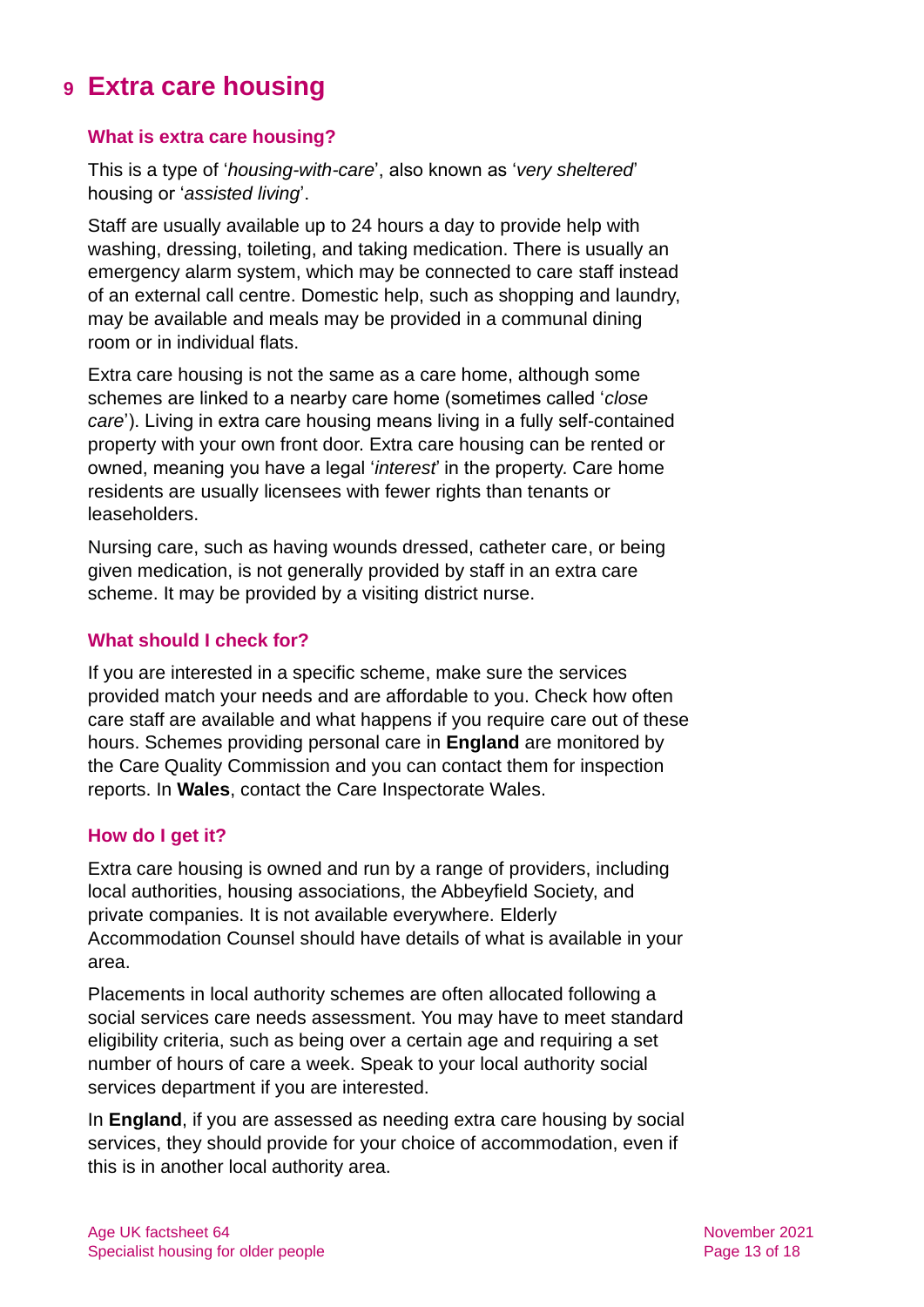# 9 Extra care housing

## What is extra care housing?

This is a type of '*housing-with-care*', also known as '*very sheltered*' housing or '*assisted living*'.

Staff are usually available up to 24 hours a day to provide help with washing, dressing, toileting, and taking medication. There is usually an emergency alarm system, which may be connected to care staff instead of an external call centre. Domestic help, such as shopping and laundry, may be available and meals may be provided in a communal dining room or in individual flats.

Extra care housing is not the same as a care home, although some schemes are linked to a nearby care home (sometimes called '*close care*'). Living in extra care housing means living in a fully self-contained property with your own front door. Extra care housing can be rented or owned, meaning you have a legal '*interest*' in the property. Care home residents are usually licensees with fewer rights than tenants or leaseholders.

Nursing care, such as having wounds dressed, catheter care, or being given medication, is not generally provided by staff in an extra care scheme. It may be provided by a visiting district nurse.

## What should I check for?

If you are interested in a specific scheme, make sure the services provided match your needs and are affordable to you. Check how often care staff are available and what happens if you require care out of these hours. Schemes providing personal care in **England** are monitored by the Care Quality Commission and you can contact them for inspection reports. In **Wales**, contact the Care Inspectorate Wales.

## How do I get it?

Extra care housing is owned and run by a range of providers, including local authorities, housing associations, the Abbeyfield Society, and private companies. It is not available everywhere. Elderly Accommodation Counsel should have details of what is available in your area.

Placements in local authority schemes are often allocated following a social services care needs assessment. You may have to meet standard eligibility criteria, such as being over a certain age and requiring a set number of hours of care a week. Speak to your local authority social services department if you are interested.

In **England**, if you are assessed as needing extra care housing by social services, they should provide for your choice of accommodation, even if this is in another local authority area.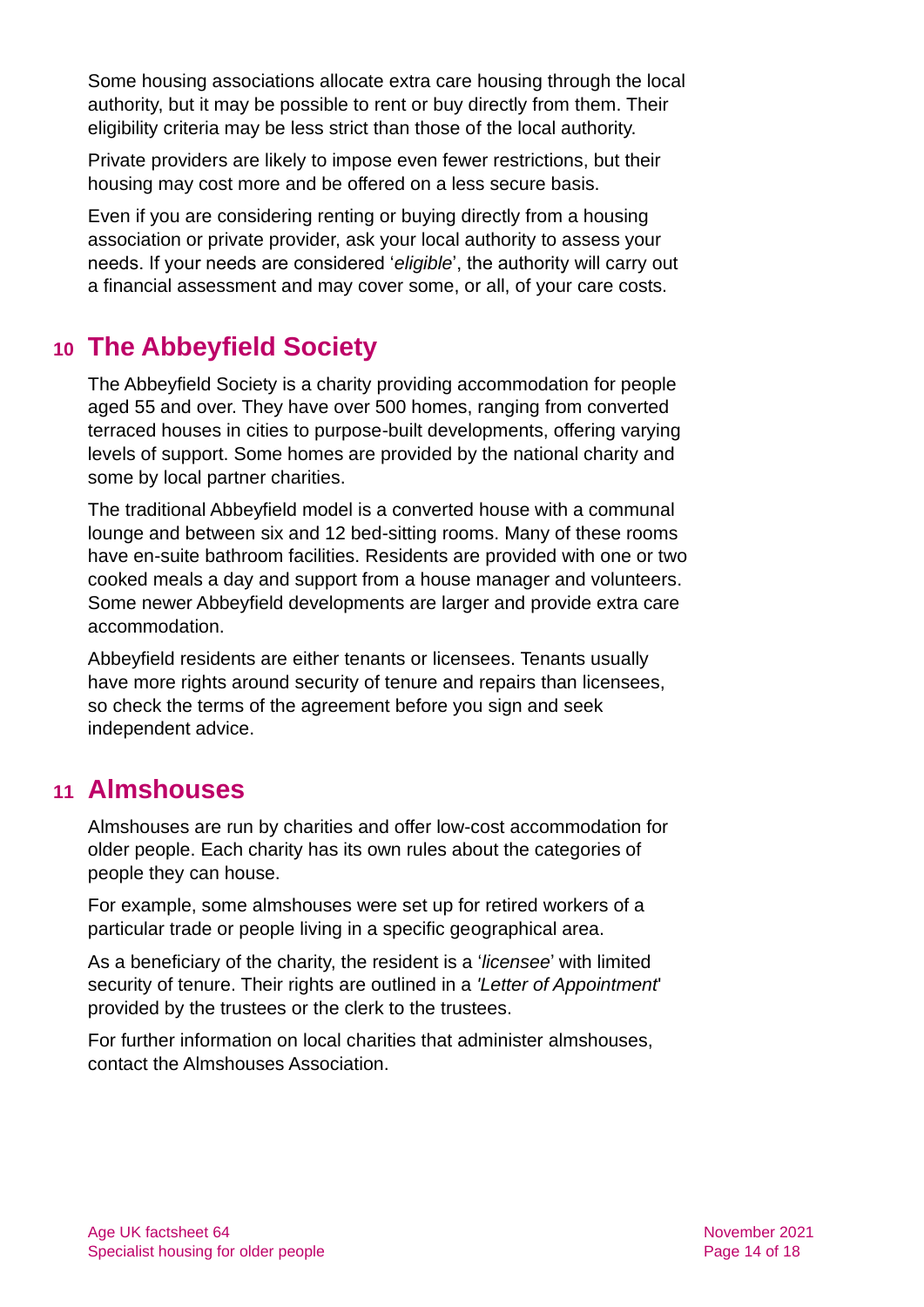Some housing associations allocate extra care housing through the local authority, but it may be possible to rent or buy directly from them. Their eligibility criteria may be less strict than those of the local authority.

Private providers are likely to impose even fewer restrictions, but their housing may cost more and be offered on a less secure basis.

Even if you are considering renting or buying directly from a housing association or private provider, ask your local authority to assess your needs. If your needs are considered '*eligible*', the authority will carry out a financial assessment and may cover some, or all, of your care costs.

## 10 The Abbeyfield Society

The Abbeyfield Society is a charity providing accommodation for people aged 55 and over. They have over 500 homes, ranging from converted terraced houses in cities to purpose-built developments, offering varying levels of support. Some homes are provided by the national charity and some by local partner charities.

The traditional Abbeyfield model is a converted house with a communal lounge and between six and 12 bed-sitting rooms. Many of these rooms have en-suite bathroom facilities. Residents are provided with one or two cooked meals a day and support from a house manager and volunteers. Some newer Abbeyfield developments are larger and provide extra care accommodation.

Abbeyfield residents are either tenants or licensees. Tenants usually have more rights around security of tenure and repairs than licensees, so check the terms of the agreement before you sign and seek independent advice.

## 11 Almshouses

Almshouses are run by charities and offer low-cost accommodation for older people. Each charity has its own rules about the categories of people they can house.

For example, some almshouses were set up for retired workers of a particular trade or people living in a specific geographical area.

As a beneficiary of the charity, the resident is a '*licensee*' with limited security of tenure. Their rights are outlined in a *'Letter of Appointment*' provided by the trustees or the clerk to the trustees.

For further information on local charities that administer almshouses, contact the Almshouses Association.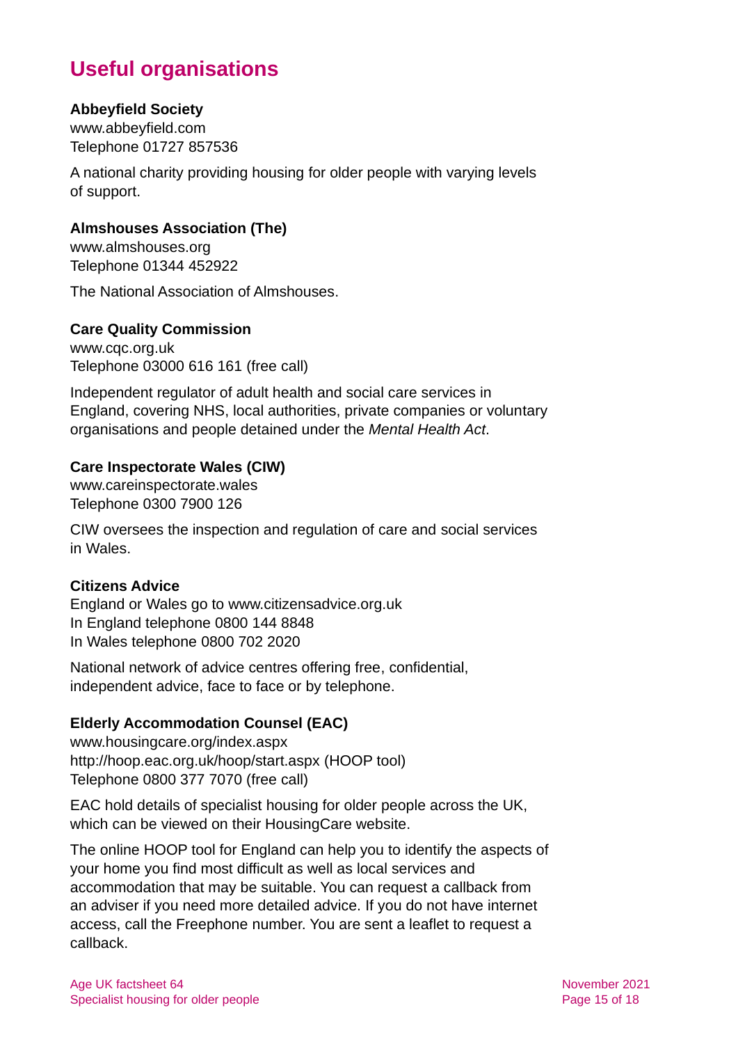## Useful organisations

**Abbeyfield Society**
www.abbeyfield.com
Telephone 01727 857536

A national charity providing housing for older people with varying levels of support.

**Almshouses Association (The)**
www.almshouses.org
Telephone 01344 452922

The National Association of Almshouses.

**Care Quality Commission**
www.cqc.org.uk
Telephone 03000 616 161 (free call)

Independent regulator of adult health and social care services in England, covering NHS, local authorities, private companies or voluntary organisations and people detained under the *Mental Health Act*.

**Care Inspectorate Wales (CIW)**
www.careinspectorate.wales
Telephone 0300 7900 126

CIW oversees the inspection and regulation of care and social services in Wales.

**Citizens Advice**
England or Wales go to www.citizensadvice.org.uk
In England telephone 0800 144 8848
In Wales telephone 0800 702 2020

National network of advice centres offering free, confidential, independent advice, face to face or by telephone.

**Elderly Accommodation Counsel (EAC)**
www.housingcare.org/index.aspx
http://hoop.eac.org.uk/hoop/start.aspx (HOOP tool)
Telephone 0800 377 7070 (free call)

EAC hold details of specialist housing for older people across the UK, which can be viewed on their HousingCare website.

The online HOOP tool for England can help you to identify the aspects of your home you find most difficult as well as local services and accommodation that may be suitable. You can request a callback from an adviser if you need more detailed advice. If you do not have internet access, call the Freephone number. You are sent a leaflet to request a callback.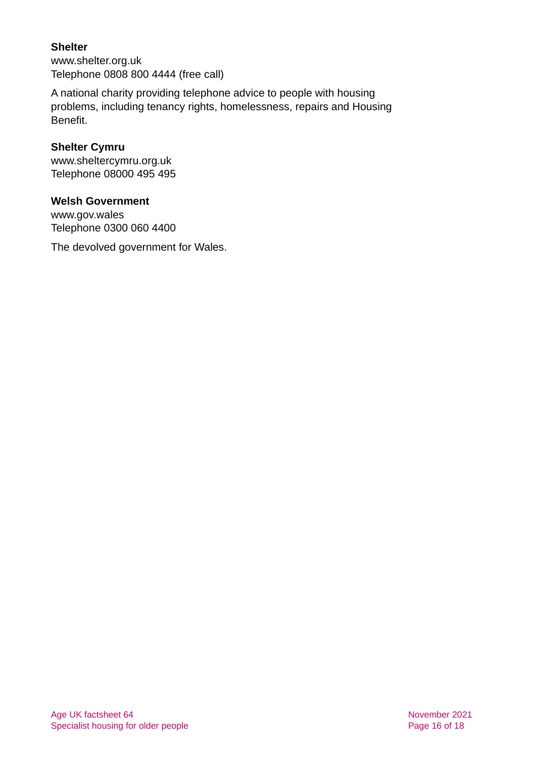**Shelter**
www.shelter.org.uk
Telephone 0808 800 4444 (free call)

A national charity providing telephone advice to people with housing problems, including tenancy rights, homelessness, repairs and Housing Benefit.

**Shelter Cymru**
www.sheltercymru.org.uk
Telephone 08000 495 495

**Welsh Government**
www.gov.wales
Telephone 0300 060 4400

The devolved government for Wales.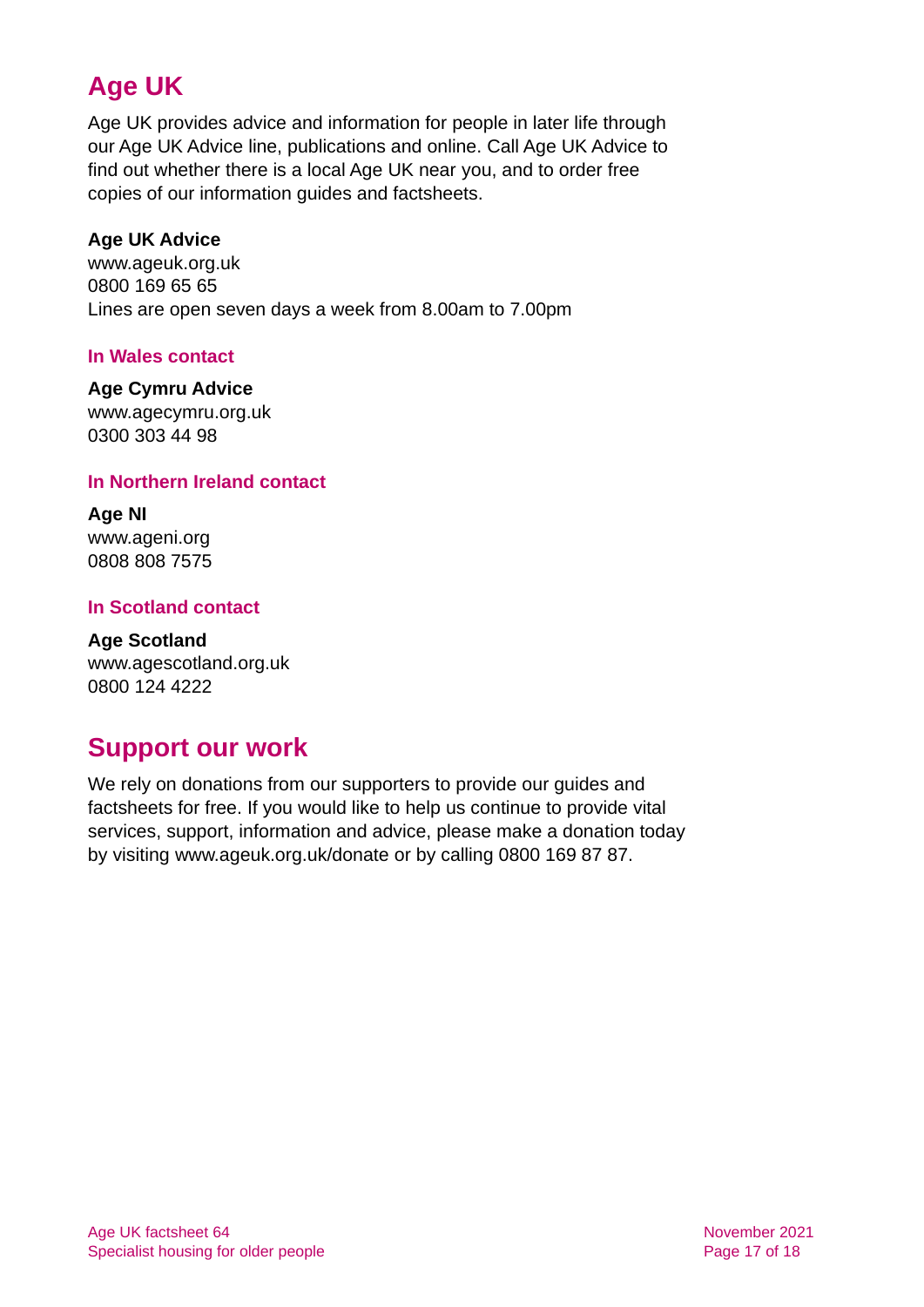## Age UK

Age UK provides advice and information for people in later life through our Age UK Advice line, publications and online. Call Age UK Advice to find out whether there is a local Age UK near you, and to order free copies of our information guides and factsheets.

**Age UK Advice**
www.ageuk.org.uk
0800 169 65 65
Lines are open seven days a week from 8.00am to 7.00pm

### In Wales contact

**Age Cymru Advice**
www.agecymru.org.uk
0300 303 44 98

### In Northern Ireland contact

**Age NI**
www.ageni.org
0808 808 7575

### In Scotland contact

**Age Scotland**
www.agescotland.org.uk
0800 124 4222

## Support our work

We rely on donations from our supporters to provide our guides and factsheets for free. If you would like to help us continue to provide vital services, support, information and advice, please make a donation today by visiting www.ageuk.org.uk/donate or by calling 0800 169 87 87.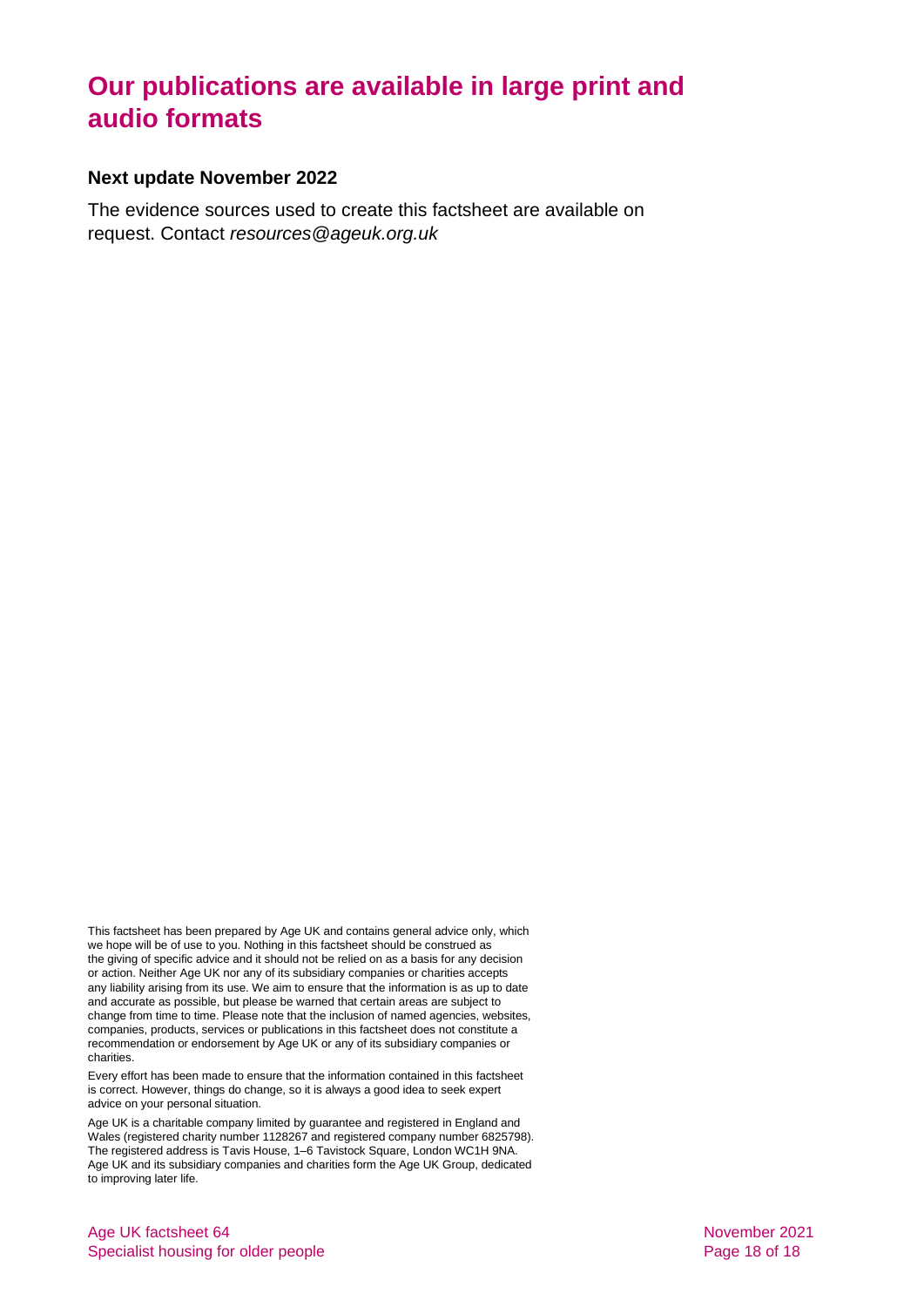# Our publications are available in large print and audio formats

**Next update November 2022**

The evidence sources used to create this factsheet are available on request. Contact *resources@ageuk.org.uk*

This factsheet has been prepared by Age UK and contains general advice only, which we hope will be of use to you. Nothing in this factsheet should be construed as the giving of specific advice and it should not be relied on as a basis for any decision or action. Neither Age UK nor any of its subsidiary companies or charities accepts any liability arising from its use. We aim to ensure that the information is as up to date and accurate as possible, but please be warned that certain areas are subject to change from time to time. Please note that the inclusion of named agencies, websites, companies, products, services or publications in this factsheet does not constitute a recommendation or endorsement by Age UK or any of its subsidiary companies or charities.

Every effort has been made to ensure that the information contained in this factsheet is correct. However, things do change, so it is always a good idea to seek expert advice on your personal situation.

Age UK is a charitable company limited by guarantee and registered in England and Wales (registered charity number 1128267 and registered company number 6825798). The registered address is Tavis House, 1–6 Tavistock Square, London WC1H 9NA. Age UK and its subsidiary companies and charities form the Age UK Group, dedicated to improving later life.